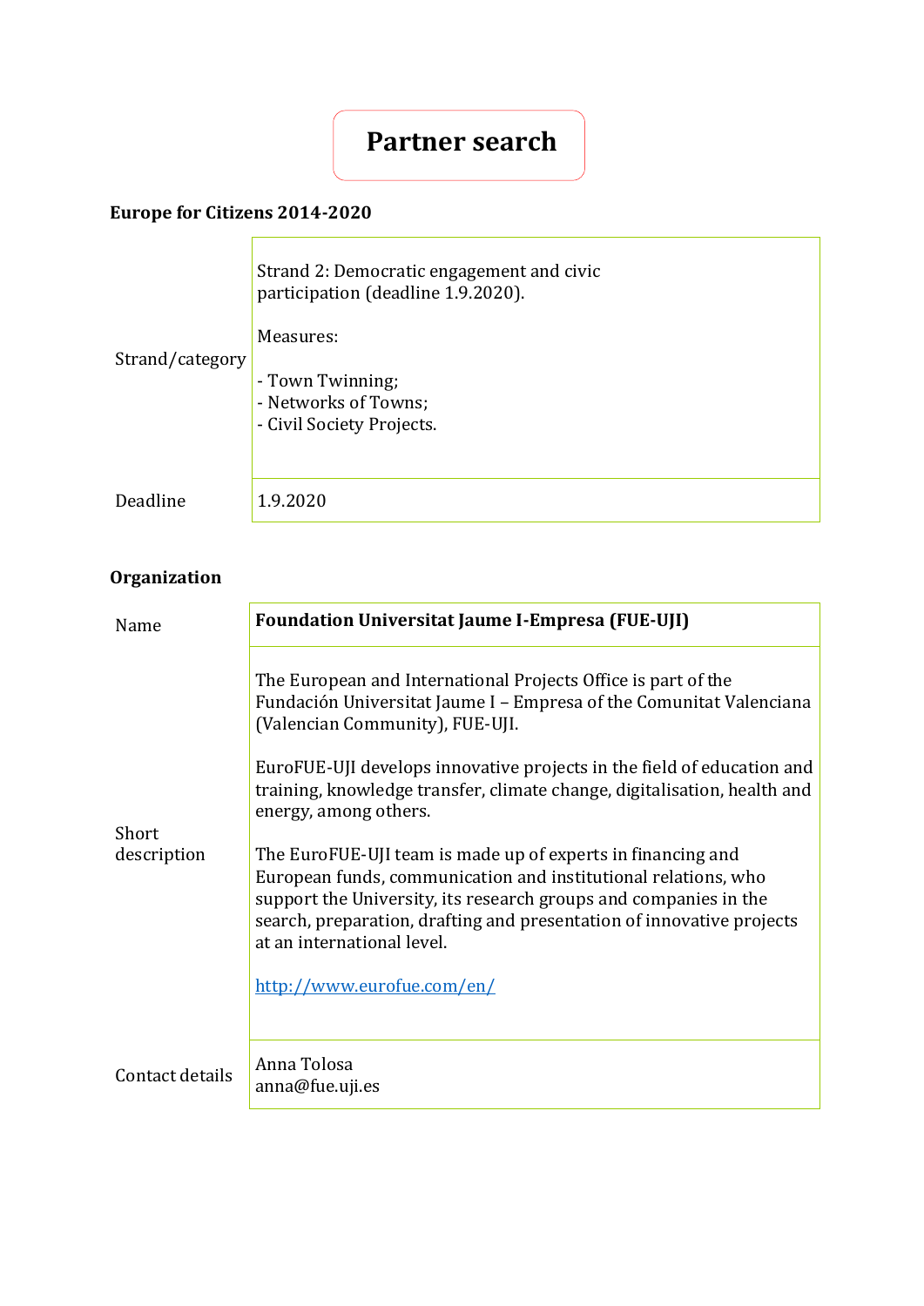# Partner search

**Europe for Citizens 2014-2020**

| | |
|---|---|
| Strand/category | Strand 2: Democratic engagement and civic participation (deadline 1.9.2020).<br><br>Measures:<br><br>- Town Twinning;<br>- Networks of Towns;<br>- Civil Society Projects. |
| Deadline | 1.9.2020 |

**Organization**

| | |
|---|---|
| Name | **Foundation Universitat Jaume I-Empresa (FUE-UJI)** |
| Short description | The European and International Projects Office is part of the Fundación Universitat Jaume I – Empresa of the Comunitat Valenciana (Valencian Community), FUE-UJI.<br><br>EuroFUE-UJI develops innovative projects in the field of education and training, knowledge transfer, climate change, digitalisation, health and energy, among others.<br><br>The EuroFUE-UJI team is made up of experts in financing and European funds, communication and institutional relations, who support the University, its research groups and companies in the search, preparation, drafting and presentation of innovative projects at an international level.<br><br>[http://www.eurofue.com/en/](http://www.eurofue.com/en/) |
| Contact details | Anna Tolosa<br>anna@fue.uji.es |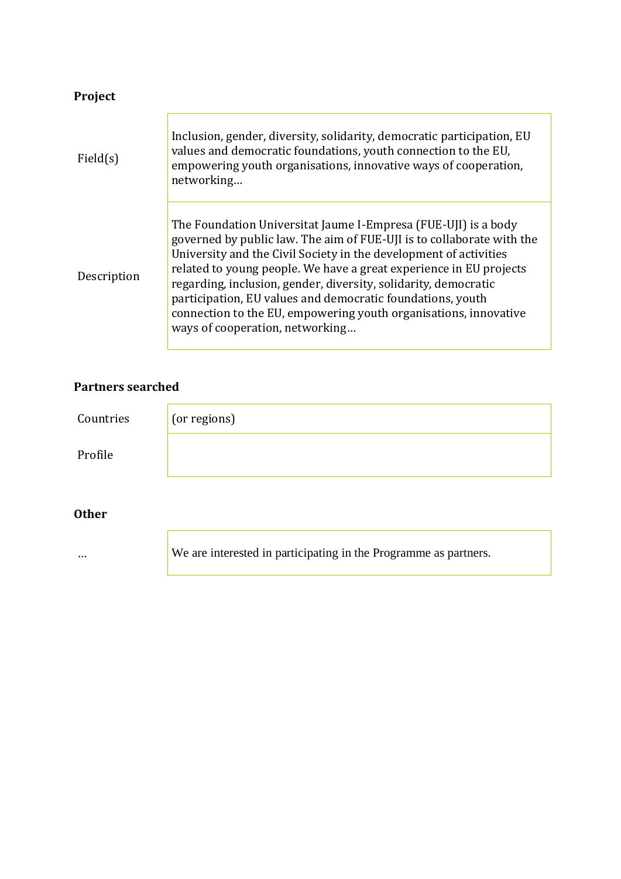**Project**

| | |
|---|---|
| Field(s) | Inclusion, gender, diversity, solidarity, democratic participation, EU values and democratic foundations, youth connection to the EU, empowering youth organisations, innovative ways of cooperation, networking… |
| Description | The Foundation Universitat Jaume I-Empresa (FUE-UJI) is a body governed by public law. The aim of FUE-UJI is to collaborate with the University and the Civil Society in the development of activities related to young people. We have a great experience in EU projects regarding, inclusion, gender, diversity, solidarity, democratic participation, EU values and democratic foundations, youth connection to the EU, empowering youth organisations, innovative ways of cooperation, networking… |

**Partners searched**

| | |
|---|---|
| Countries | (or regions) |
| Profile | |

**Other**

| | |
|---|---|
| … | We are interested in participating in the Programme as partners. |